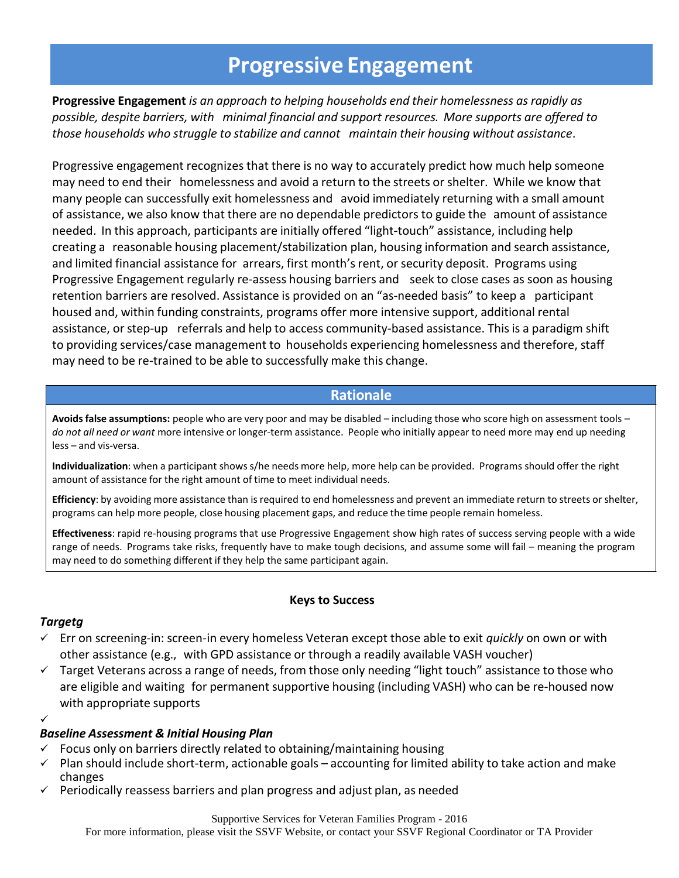# Progressive Engagement

**Progressive Engagement** *is an approach to helping households end their homelessness as rapidly as possible, despite barriers, with minimal financial and support resources. More supports are offered to those households who struggle to stabilize and cannot maintain their housing without assistance*.

Progressive engagement recognizes that there is no way to accurately predict how much help someone may need to end their homelessness and avoid a return to the streets or shelter. While we know that many people can successfully exit homelessness and avoid immediately returning with a small amount of assistance, we also know that there are no dependable predictors to guide the amount of assistance needed. In this approach, participants are initially offered "light-touch" assistance, including help creating a reasonable housing placement/stabilization plan, housing information and search assistance, and limited financial assistance for arrears, first month's rent, or security deposit. Programs using Progressive Engagement regularly re-assess housing barriers and seek to close cases as soon as housing retention barriers are resolved. Assistance is provided on an "as-needed basis" to keep a participant housed and, within funding constraints, programs offer more intensive support, additional rental assistance, or step-up referrals and help to access community-based assistance. This is a paradigm shift to providing services/case management to households experiencing homelessness and therefore, staff may need to be re-trained to be able to successfully make this change.

## Rationale

**Avoids false assumptions:** people who are very poor and may be disabled – including those who score high on assessment tools – *do not all need or want* more intensive or longer-term assistance. People who initially appear to need more may end up needing less – and vis-versa.

**Individualization**: when a participant shows s/he needs more help, more help can be provided. Programs should offer the right amount of assistance for the right amount of time to meet individual needs.

**Efficiency**: by avoiding more assistance than is required to end homelessness and prevent an immediate return to streets or shelter, programs can help more people, close housing placement gaps, and reduce the time people remain homeless.

**Effectiveness**: rapid re-housing programs that use Progressive Engagement show high rates of success serving people with a wide range of needs. Programs take risks, frequently have to make tough decisions, and assume some will fail – meaning the program may need to do something different if they help the same participant again.

### Keys to Success

***Targetg***

- ✓ Err on screening-in: screen-in every homeless Veteran except those able to exit *quickly* on own or with other assistance (e.g., with GPD assistance or through a readily available VASH voucher)
- ✓ Target Veterans across a range of needs, from those only needing "light touch" assistance to those who are eligible and waiting for permanent supportive housing (including VASH) who can be re-housed now with appropriate supports
- ✓

***Baseline Assessment & Initial Housing Plan***

- ✓ Focus only on barriers directly related to obtaining/maintaining housing
- ✓ Plan should include short-term, actionable goals – accounting for limited ability to take action and make changes
- ✓ Periodically reassess barriers and plan progress and adjust plan, as needed

Supportive Services for Veteran Families Program - 2016
For more information, please visit the SSVF Website, or contact your SSVF Regional Coordinator or TA Provider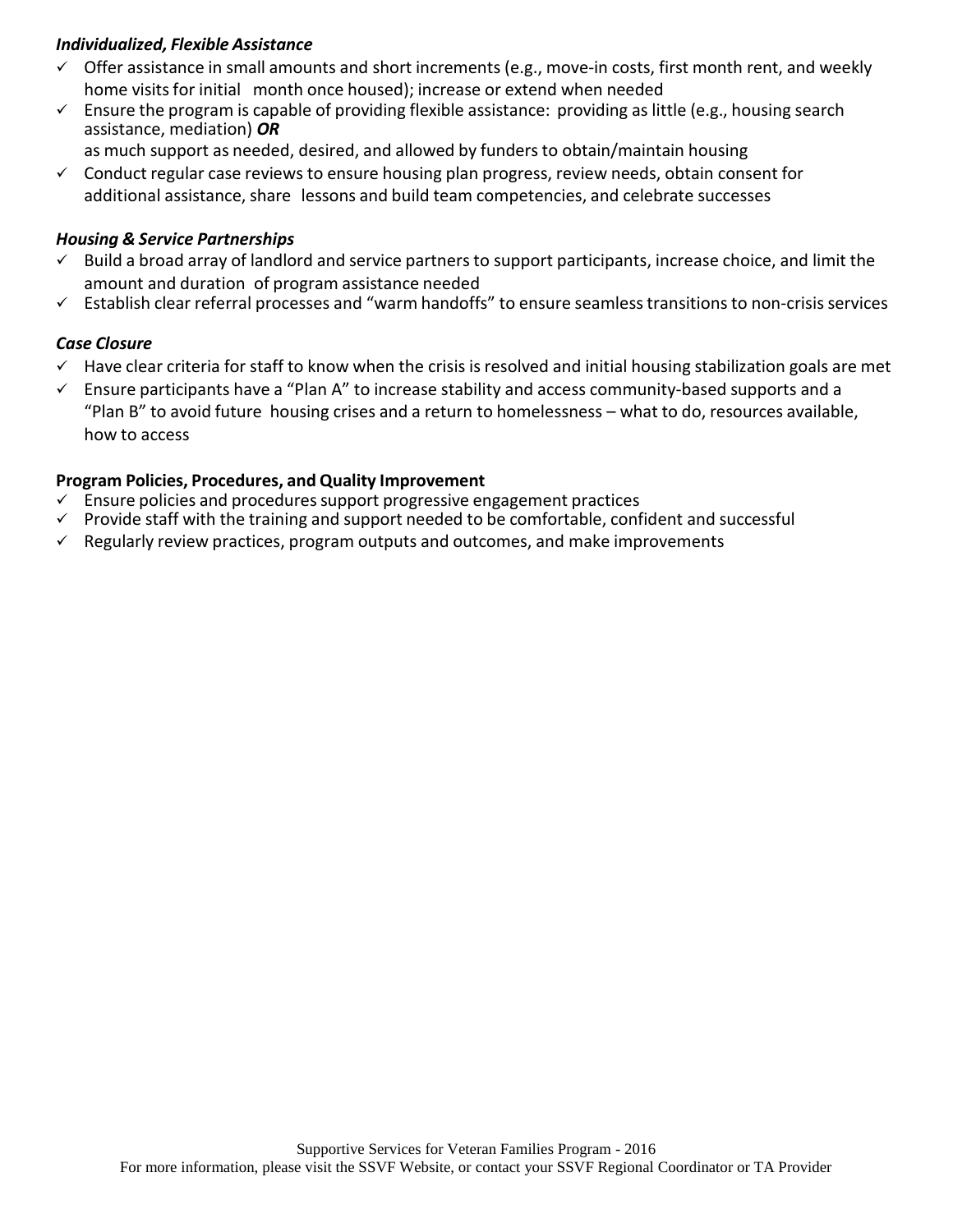***Individualized, Flexible Assistance***

- ✓ Offer assistance in small amounts and short increments (e.g., move-in costs, first month rent, and weekly home visits for initial month once housed); increase or extend when needed
- ✓ Ensure the program is capable of providing flexible assistance: providing as little (e.g., housing search assistance, mediation) ***OR*** as much support as needed, desired, and allowed by funders to obtain/maintain housing
- ✓ Conduct regular case reviews to ensure housing plan progress, review needs, obtain consent for additional assistance, share lessons and build team competencies, and celebrate successes

***Housing & Service Partnerships***

- ✓ Build a broad array of landlord and service partners to support participants, increase choice, and limit the amount and duration of program assistance needed
- ✓ Establish clear referral processes and "warm handoffs" to ensure seamless transitions to non-crisis services

***Case Closure***

- ✓ Have clear criteria for staff to know when the crisis is resolved and initial housing stabilization goals are met
- ✓ Ensure participants have a "Plan A" to increase stability and access community-based supports and a "Plan B" to avoid future housing crises and a return to homelessness – what to do, resources available, how to access

**Program Policies, Procedures, and Quality Improvement**

- ✓ Ensure policies and procedures support progressive engagement practices
- ✓ Provide staff with the training and support needed to be comfortable, confident and successful
- ✓ Regularly review practices, program outputs and outcomes, and make improvements

Supportive Services for Veteran Families Program - 2016
For more information, please visit the SSVF Website, or contact your SSVF Regional Coordinator or TA Provider